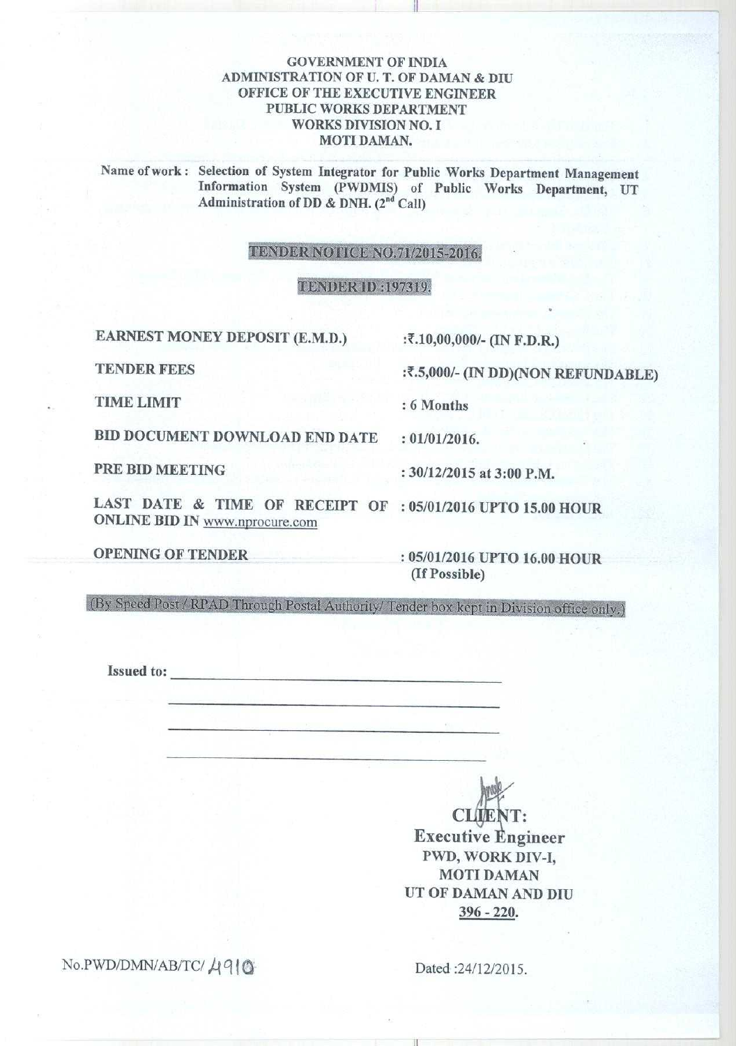**GOVERNMENT OF INDIA**
**ADMINISTRATION OF U. T. OF DAMAN & DIU**
**OFFICE OF THE EXECUTIVE ENGINEER**
**PUBLIC WORKS DEPARTMENT**
**WORKS DIVISION NO. I**
**MOTI DAMAN.**

**Name of work :** **Selection of System Integrator for Public Works Department Management Information System (PWDMIS) of Public Works Department, UT Administration of DD & DNH. (2nd Call)**

**TENDER NOTICE NO.71/2015-2016.**

**TENDER ID :197319.**

| | |
|---|---|
| **EARNEST MONEY DEPOSIT (E.M.D.)** | **:₹.10,00,000/- (IN F.D.R.)** |
| **TENDER FEES** | **:₹.5,000/- (IN DD)(NON REFUNDABLE)** |
| **TIME LIMIT** | **: 6 Months** |
| **BID DOCUMENT DOWNLOAD END DATE** | **: 01/01/2016.** |
| **PRE BID MEETING** | **: 30/12/2015 at 3:00 P.M.** |
| **LAST DATE & TIME OF RECEIPT OF ONLINE BID IN www.nprocure.com** | **: 05/01/2016 UPTO 15.00 HOUR** |
| **OPENING OF TENDER** | **: 05/01/2016 UPTO 16.00 HOUR (If Possible)** |

(By Speed Post / RPAD Through Postal Authority/ Tender box kept in Division office only.)

**Issued to:** ____________________________________

**CLIENT:**
**Executive Engineer**
**PWD, WORK DIV-I,**
**MOTI DAMAN**
**UT OF DAMAN AND DIU**
**396 - 220.**

No.PWD/DMN/AB/TC/ 4910

Dated :24/12/2015.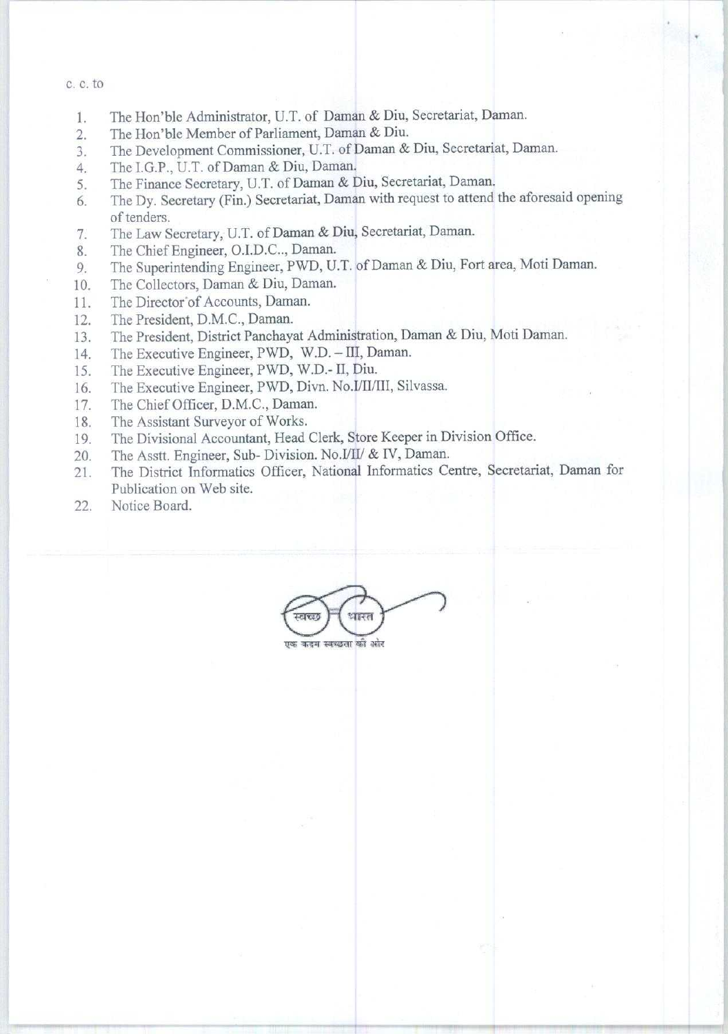c. c. to

1. The Hon'ble Administrator, U.T. of Daman & Diu, Secretariat, Daman.
2. The Hon'ble Member of Parliament, Daman & Diu.
3. The Development Commissioner, U.T. of Daman & Diu, Secretariat, Daman.
4. The I.G.P., U.T. of Daman & Diu, Daman.
5. The Finance Secretary, U.T. of Daman & Diu, Secretariat, Daman.
6. The Dy. Secretary (Fin.) Secretariat, Daman with request to attend the aforesaid opening of tenders.
7. The Law Secretary, U.T. of Daman & Diu, Secretariat, Daman.
8. The Chief Engineer, O.I.D.C.., Daman.
9. The Superintending Engineer, PWD, U.T. of Daman & Diu, Fort area, Moti Daman.
10. The Collectors, Daman & Diu, Daman.
11. The Director of Accounts, Daman.
12. The President, D.M.C., Daman.
13. The President, District Panchayat Administration, Daman & Diu, Moti Daman.
14. The Executive Engineer, PWD, W.D. – III, Daman.
15. The Executive Engineer, PWD, W.D.- II, Diu.
16. The Executive Engineer, PWD, Divn. No.I/II/III, Silvassa.
17. The Chief Officer, D.M.C., Daman.
18. The Assistant Surveyor of Works.
19. The Divisional Accountant, Head Clerk, Store Keeper in Division Office.
20. The Asstt. Engineer, Sub- Division. No.I/II/ & IV, Daman.
21. The District Informatics Officer, National Informatics Centre, Secretariat, Daman for Publication on Web site.
22. Notice Board.

स्वच्छ भारत

एक कदम स्वच्छता की ओर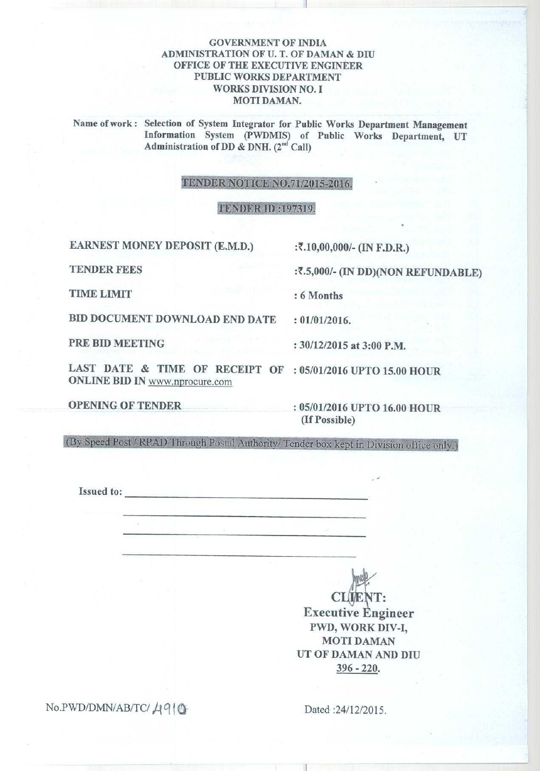**GOVERNMENT OF INDIA**
**ADMINISTRATION OF U. T. OF DAMAN & DIU**
**OFFICE OF THE EXECUTIVE ENGINEER**
**PUBLIC WORKS DEPARTMENT**
**WORKS DIVISION NO. I**
**MOTI DAMAN.**

**Name of work : Selection of System Integrator for Public Works Department Management Information System (PWDMIS) of Public Works Department, UT Administration of DD & DNH. (2nd Call)**

**TENDER NOTICE NO.71/2015-2016.**

**TENDER ID :197319.**

| | |
|---|---|
| **EARNEST MONEY DEPOSIT (E.M.D.)** | **:₹.10,00,000/- (IN F.D.R.)** |
| **TENDER FEES** | **:₹.5,000/- (IN DD)(NON REFUNDABLE)** |
| **TIME LIMIT** | **: 6 Months** |
| **BID DOCUMENT DOWNLOAD END DATE** | **: 01/01/2016.** |
| **PRE BID MEETING** | **: 30/12/2015 at 3:00 P.M.** |
| **LAST DATE & TIME OF RECEIPT OF ONLINE BID IN** www.nprocure.com | **: 05/01/2016 UPTO 15.00 HOUR** |
| **OPENING OF TENDER** | **: 05/01/2016 UPTO 16.00 HOUR (If Possible)** |

(By Speed Post / RPAD Through Postal Authority/ Tender box kept in Division office only.)

**Issued to:** ______________________________

______________________________

______________________________

______________________________

**CLIENT:**
**Executive Engineer**
**PWD, WORK DIV-I,**
**MOTI DAMAN**
**UT OF DAMAN AND DIU**
**396 - 220.**

No.PWD/DMN/AB/TC/ 4910

Dated :24/12/2015.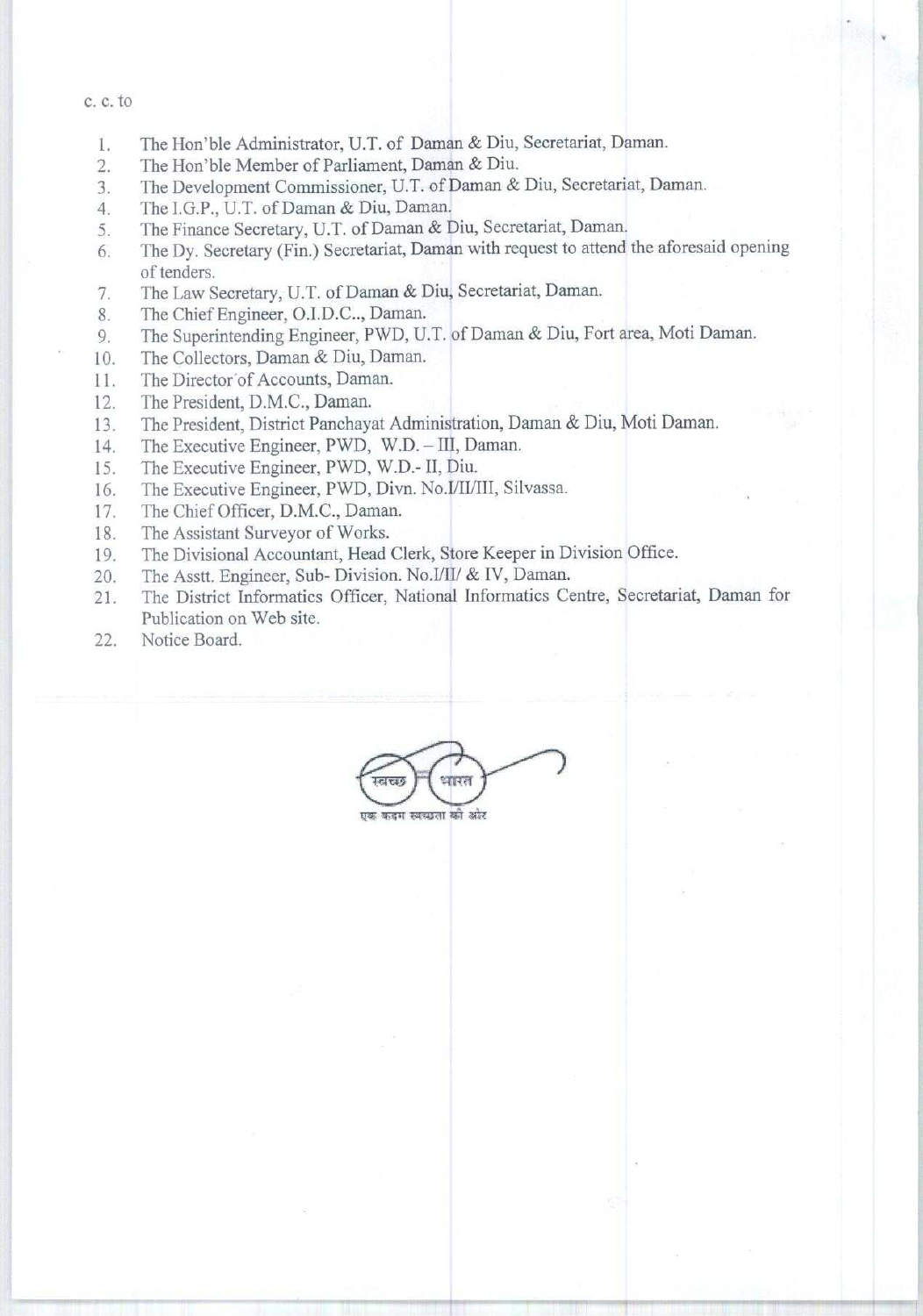c. c. to

1. The Hon'ble Administrator, U.T. of Daman & Diu, Secretariat, Daman.
2. The Hon'ble Member of Parliament, Daman & Diu.
3. The Development Commissioner, U.T. of Daman & Diu, Secretariat, Daman.
4. The I.G.P., U.T. of Daman & Diu, Daman.
5. The Finance Secretary, U.T. of Daman & Diu, Secretariat, Daman.
6. The Dy. Secretary (Fin.) Secretariat, Daman with request to attend the aforesaid opening of tenders.
7. The Law Secretary, U.T. of Daman & Diu, Secretariat, Daman.
8. The Chief Engineer, O.I.D.C.., Daman.
9. The Superintending Engineer, PWD, U.T. of Daman & Diu, Fort area, Moti Daman.
10. The Collectors, Daman & Diu, Daman.
11. The Director of Accounts, Daman.
12. The President, D.M.C., Daman.
13. The President, District Panchayat Administration, Daman & Diu, Moti Daman.
14. The Executive Engineer, PWD, W.D. – III, Daman.
15. The Executive Engineer, PWD, W.D.- II, Diu.
16. The Executive Engineer, PWD, Divn. No.I/II/III, Silvassa.
17. The Chief Officer, D.M.C., Daman.
18. The Assistant Surveyor of Works.
19. The Divisional Accountant, Head Clerk, Store Keeper in Division Office.
20. The Asstt. Engineer, Sub- Division. No.I/II/ & IV, Daman.
21. The District Informatics Officer, National Informatics Centre, Secretariat, Daman for Publication on Web site.
22. Notice Board.

स्वच्छ भारत

एक कदम स्वच्छता की ओर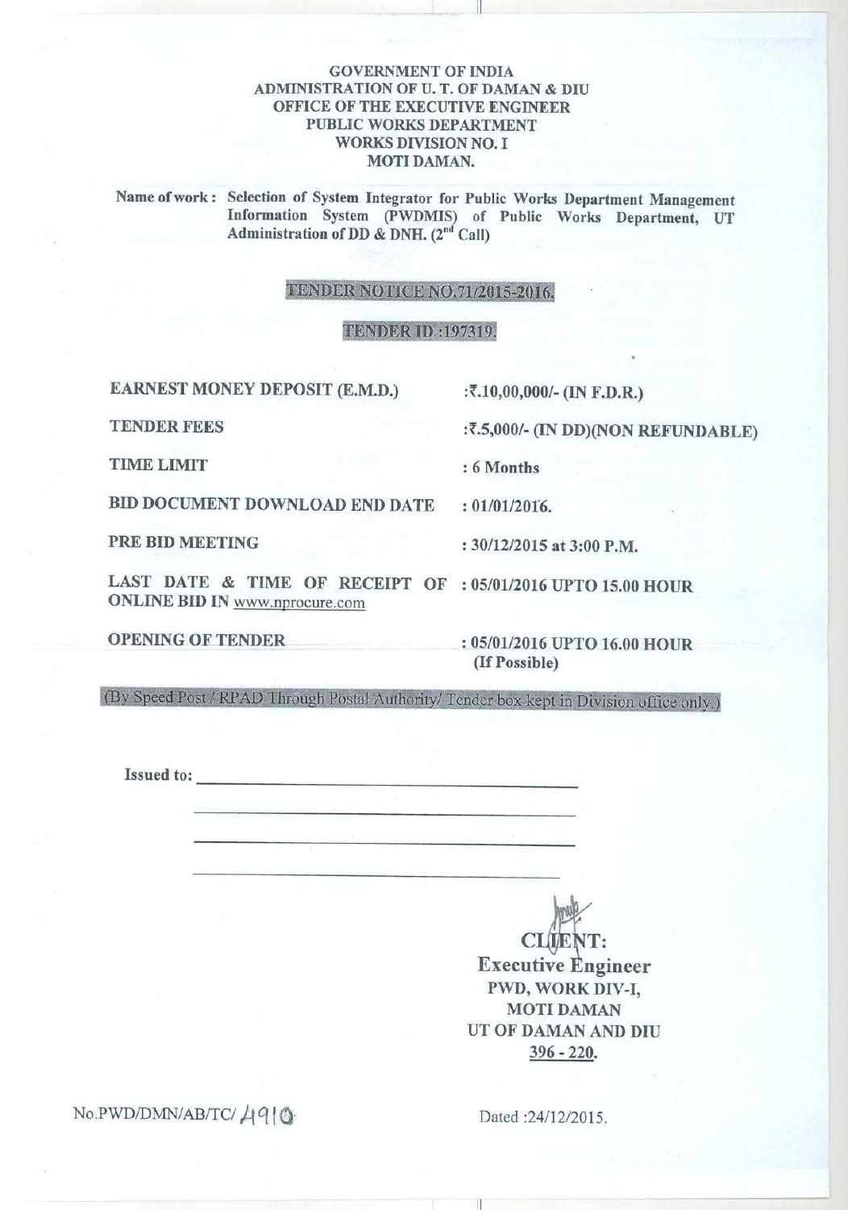**GOVERNMENT OF INDIA**
**ADMINISTRATION OF U. T. OF DAMAN & DIU**
**OFFICE OF THE EXECUTIVE ENGINEER**
**PUBLIC WORKS DEPARTMENT**
**WORKS DIVISION NO. I**
**MOTI DAMAN.**

**Name of work :** Selection of System Integrator for Public Works Department Management Information System (PWDMIS) of Public Works Department, UT Administration of DD & DNH. (2nd Call)

## TENDER NOTICE NO.71/2015-2016.

## TENDER ID :197319.

| | |
|---|---|
| EARNEST MONEY DEPOSIT (E.M.D.) | :₹.10,00,000/- (IN F.D.R.) |
| TENDER FEES | :₹.5,000/- (IN DD)(NON REFUNDABLE) |
| TIME LIMIT | : 6 Months |
| BID DOCUMENT DOWNLOAD END DATE | : 01/01/2016. |
| PRE BID MEETING | : 30/12/2015 at 3:00 P.M. |
| LAST DATE & TIME OF RECEIPT OF ONLINE BID IN www.nprocure.com | : 05/01/2016 UPTO 15.00 HOUR |
| OPENING OF TENDER | : 05/01/2016 UPTO 16.00 HOUR (If Possible) |

(By Speed Post / RPAD Through Postal Authority/ Tender box kept in Division office only.)

Issued to: ______________________________

______________________________

______________________________

______________________________

**CLIENT:**
**Executive Engineer**
**PWD, WORK DIV-I,**
**MOTI DAMAN**
**UT OF DAMAN AND DIU**
**396 - 220.**

No.PWD/DMN/AB/TC/ 4910

Dated :24/12/2015.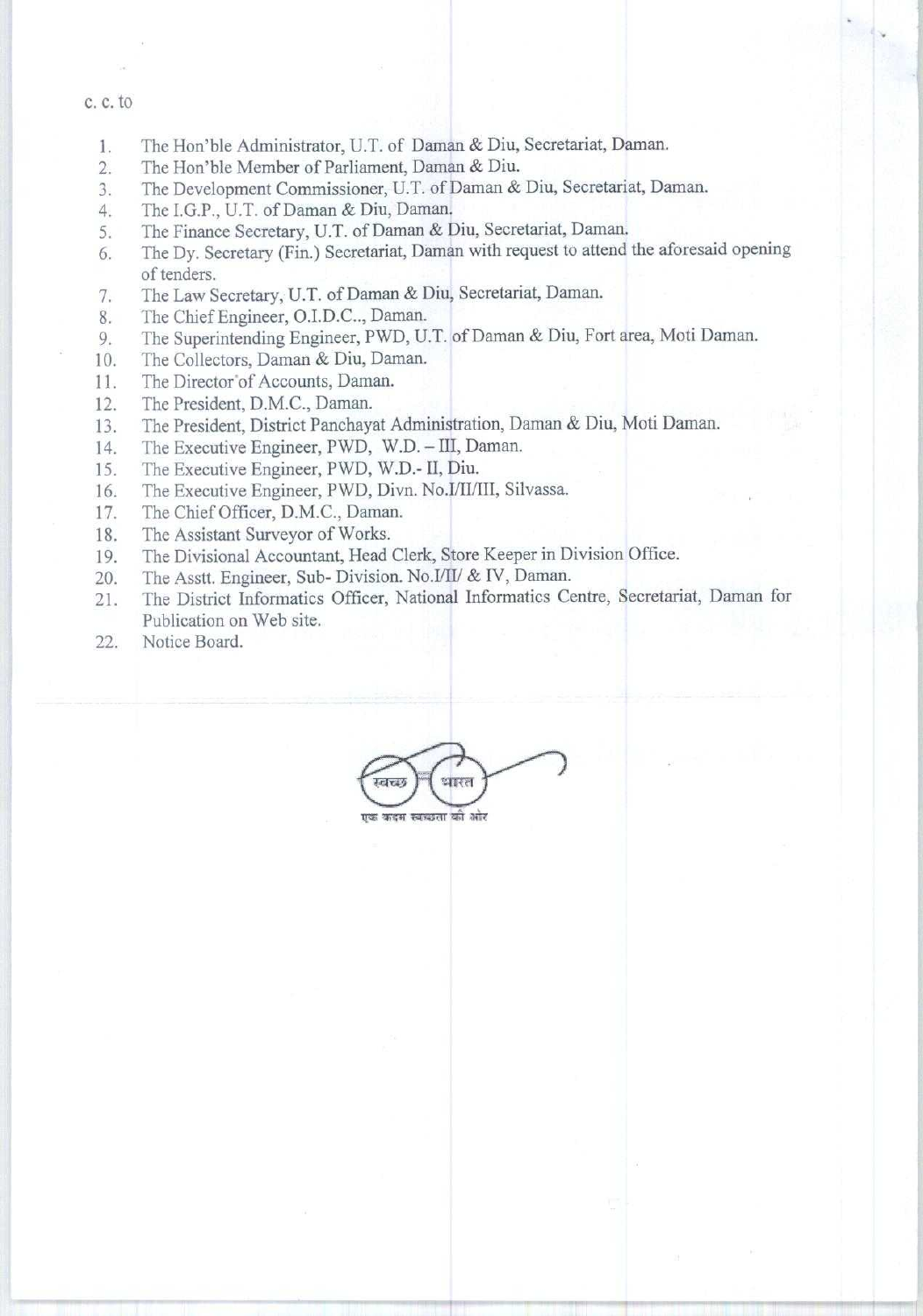c. c. to

1. The Hon'ble Administrator, U.T. of Daman & Diu, Secretariat, Daman.
2. The Hon'ble Member of Parliament, Daman & Diu.
3. The Development Commissioner, U.T. of Daman & Diu, Secretariat, Daman.
4. The I.G.P., U.T. of Daman & Diu, Daman.
5. The Finance Secretary, U.T. of Daman & Diu, Secretariat, Daman.
6. The Dy. Secretary (Fin.) Secretariat, Daman with request to attend the aforesaid opening of tenders.
7. The Law Secretary, U.T. of Daman & Diu, Secretariat, Daman.
8. The Chief Engineer, O.I.D.C.., Daman.
9. The Superintending Engineer, PWD, U.T. of Daman & Diu, Fort area, Moti Daman.
10. The Collectors, Daman & Diu, Daman.
11. The Director of Accounts, Daman.
12. The President, D.M.C., Daman.
13. The President, District Panchayat Administration, Daman & Diu, Moti Daman.
14. The Executive Engineer, PWD, W.D. – III, Daman.
15. The Executive Engineer, PWD, W.D.- II, Diu.
16. The Executive Engineer, PWD, Divn. No.I/II/III, Silvassa.
17. The Chief Officer, D.M.C., Daman.
18. The Assistant Surveyor of Works.
19. The Divisional Accountant, Head Clerk, Store Keeper in Division Office.
20. The Asstt. Engineer, Sub- Division. No.I/II/ & IV, Daman.
21. The District Informatics Officer, National Informatics Centre, Secretariat, Daman for Publication on Web site.
22. Notice Board.

स्वच्छ भारत

एक कदम स्वच्छता की ओर